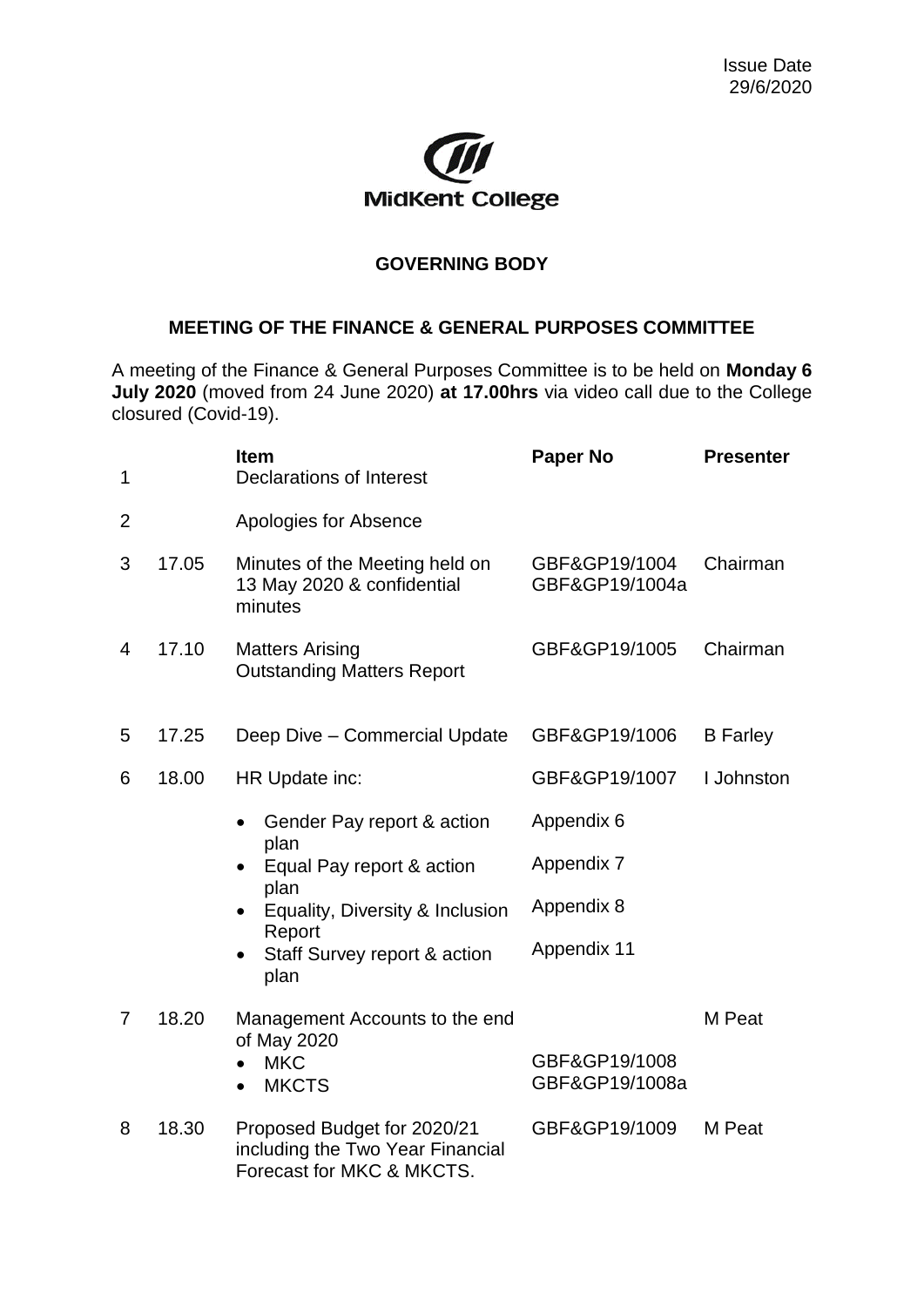Issue Date
29/6/2020

MidKent College

**GOVERNING BODY**

**MEETING OF THE FINANCE & GENERAL PURPOSES COMMITTEE**

A meeting of the Finance & General Purposes Committee is to be held on **Monday 6 July 2020** (moved from 24 June 2020) **at 17.00hrs** via video call due to the College closured (Covid-19).

| | | **Item** | **Paper No** | **Presenter** |
|---|---|---|---|---|
| 1 | | Declarations of Interest | | |
| 2 | | Apologies for Absence | | |
| 3 | 17.05 | Minutes of the Meeting held on 13 May 2020 & confidential minutes | GBF&GP19/1004<br>GBF&GP19/1004a | Chairman |
| 4 | 17.10 | Matters Arising<br>Outstanding Matters Report | GBF&GP19/1005 | Chairman |
| 5 | 17.25 | Deep Dive – Commercial Update | GBF&GP19/1006 | B Farley |
| 6 | 18.00 | HR Update inc: | GBF&GP19/1007 | I Johnston |
| | | • Gender Pay report & action plan | Appendix 6 | |
| | | • Equal Pay report & action plan | Appendix 7 | |
| | | • Equality, Diversity & Inclusion Report | Appendix 8 | |
| | | • Staff Survey report & action plan | Appendix 11 | |
| 7 | 18.20 | Management Accounts to the end of May 2020 | | M Peat |
| | | • MKC | GBF&GP19/1008 | |
| | | • MKCTS | GBF&GP19/1008a | |
| 8 | 18.30 | Proposed Budget for 2020/21 including the Two Year Financial Forecast for MKC & MKCTS. | GBF&GP19/1009 | M Peat |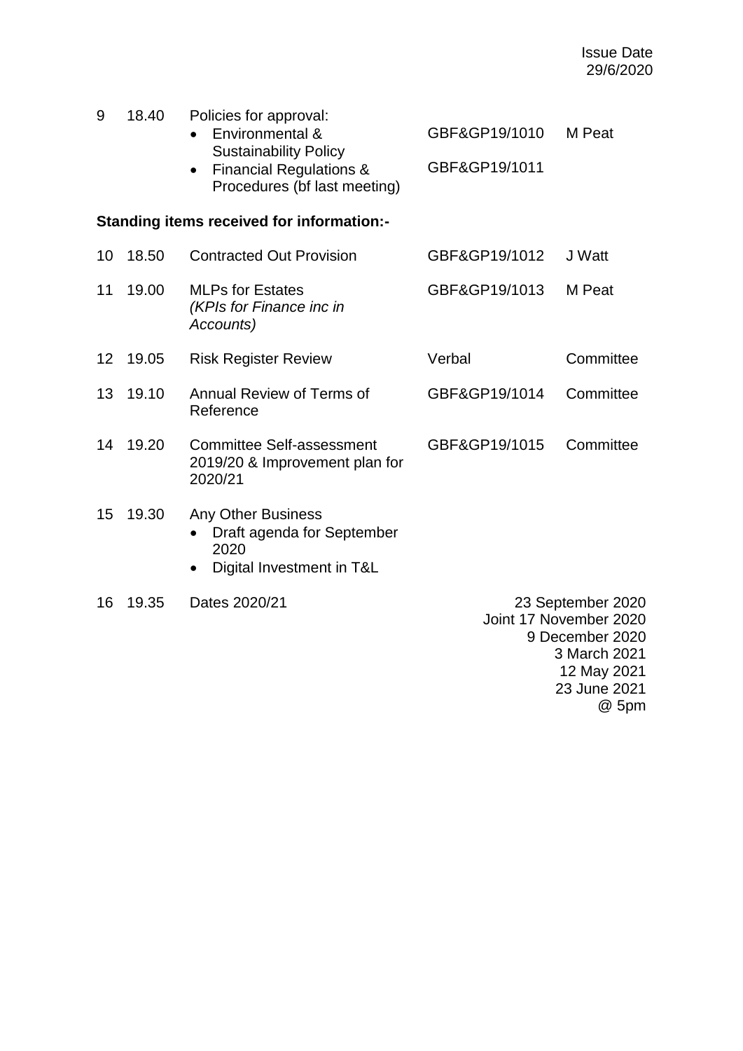Issue Date
29/6/2020

| | | | | |
|---|---|---|---|---|
| 9 | 18.40 | Policies for approval:<br>• Environmental & Sustainability Policy<br>• Financial Regulations & Procedures (bf last meeting) | GBF&GP19/1010<br>GBF&GP19/1011 | M Peat |

**Standing items received for information:-**

| | | | | |
|---|---|---|---|---|
| 10 | 18.50 | Contracted Out Provision | GBF&GP19/1012 | J Watt |
| 11 | 19.00 | MLPs for Estates *(KPIs for Finance inc in Accounts)* | GBF&GP19/1013 | M Peat |
| 12 | 19.05 | Risk Register Review | Verbal | Committee |
| 13 | 19.10 | Annual Review of Terms of Reference | GBF&GP19/1014 | Committee |
| 14 | 19.20 | Committee Self-assessment 2019/20 & Improvement plan for 2020/21 | GBF&GP19/1015 | Committee |
| 15 | 19.30 | Any Other Business<br>• Draft agenda for September 2020<br>• Digital Investment in T&L | | |
| 16 | 19.35 | Dates 2020/21 | | 23 September 2020<br>Joint 17 November 2020<br>9 December 2020<br>3 March 2021<br>12 May 2021<br>23 June 2021<br>@ 5pm |